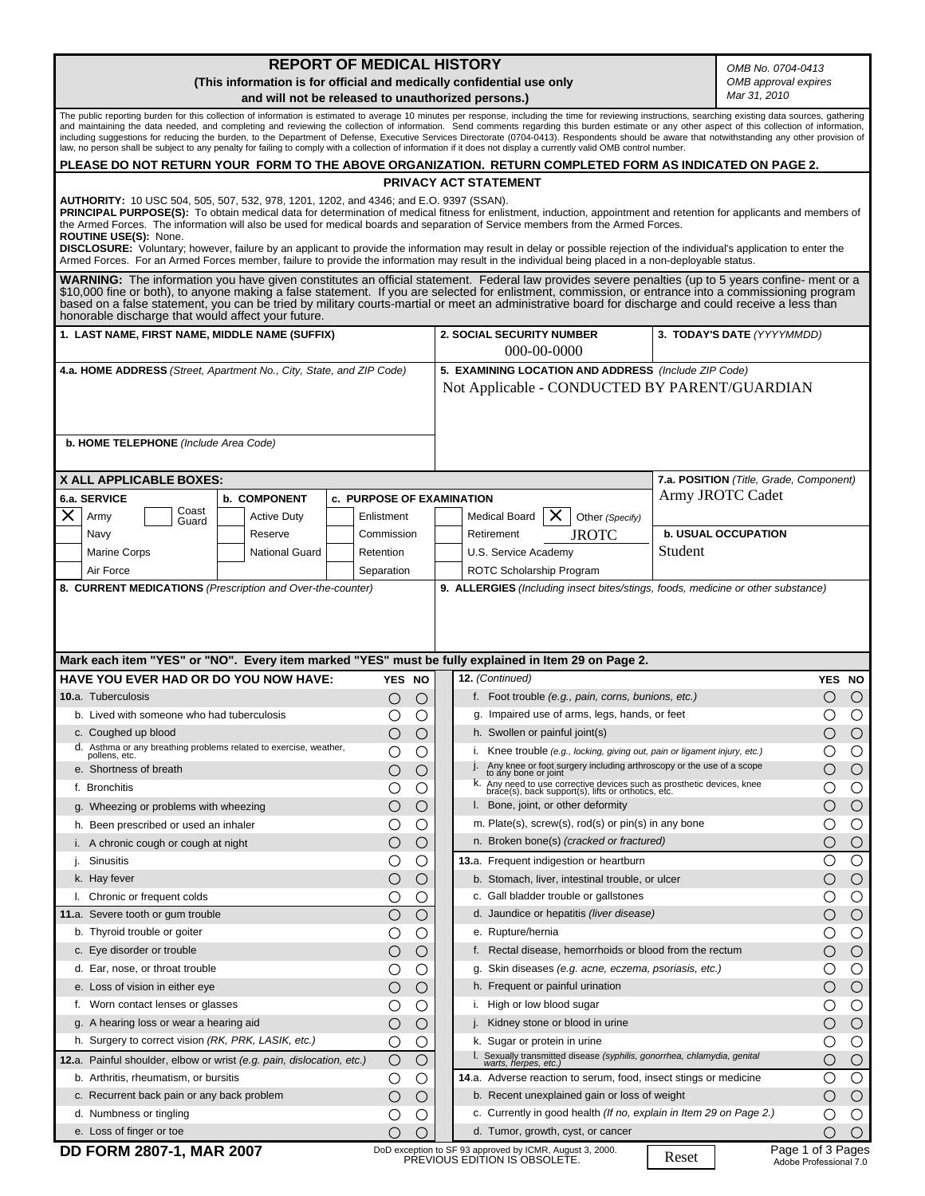# REPORT OF MEDICAL HISTORY

**(This information is for official and medically confidential use only and will not be released to unauthorized persons.)**

*OMB No. 0704-0413*
*OMB approval expires Mar 31, 2010*

The public reporting burden for this collection of information is estimated to average 10 minutes per response, including the time for reviewing instructions, searching existing data sources, gathering and maintaining the data needed, and completing and reviewing the collection of information. Send comments regarding this burden estimate or any other aspect of this collection of information, including suggestions for reducing the burden, to the Department of Defense, Executive Services Directorate (0704-0413). Respondents should be aware that notwithstanding any other provision of law, no person shall be subject to any penalty for failing to comply with a collection of information if it does not display a currently valid OMB control number.

**PLEASE DO NOT RETURN YOUR FORM TO THE ABOVE ORGANIZATION. RETURN COMPLETED FORM AS INDICATED ON PAGE 2.**

## PRIVACY ACT STATEMENT

**AUTHORITY:** 10 USC 504, 505, 507, 532, 978, 1201, 1202, and 4346; and E.O. 9397 (SSAN).
**PRINCIPAL PURPOSE(S):** To obtain medical data for determination of medical fitness for enlistment, induction, appointment and retention for applicants and members of the Armed Forces. The information will also be used for medical boards and separation of Service members from the Armed Forces.
**ROUTINE USE(S):** None.
**DISCLOSURE:** Voluntary; however, failure by an applicant to provide the information may result in delay or possible rejection of the individual's application to enter the Armed Forces. For an Armed Forces member, failure to provide the information may result in the individual being placed in a non-deployable status.

**WARNING:** The information you have given constitutes an official statement. Federal law provides severe penalties (up to 5 years confine- ment or a $10,000 fine or both), to anyone making a false statement. If you are selected for enlistment, commission, or entrance into a commissioning program based on a false statement, you can be tried by military courts-martial or meet an administrative board for discharge and could receive a less than honorable discharge that would affect your future.

**1. LAST NAME, FIRST NAME, MIDDLE NAME (SUFFIX):**

**2. SOCIAL SECURITY NUMBER:** 000-00-0000

**3. TODAY'S DATE** *(YYYYMMDD)*:

**4.a. HOME ADDRESS** *(Street, Apartment No., City, State, and ZIP Code)*:

**b. HOME TELEPHONE** *(Include Area Code)*:

**5. EXAMINING LOCATION AND ADDRESS** *(Include ZIP Code)*: Not Applicable - CONDUCTED BY PARENT/GUARDIAN

**X ALL APPLICABLE BOXES:**

**6.a. SERVICE**
- [X] Army
- [ ] Coast Guard
- [ ] Navy
- [ ] Marine Corps
- [ ] Air Force

**b. COMPONENT**
- [ ] Active Duty
- [ ] Reserve
- [ ] National Guard

**c. PURPOSE OF EXAMINATION**
- [ ] Enlistment
- [ ] Commission
- [ ] Retention
- [ ] Separation
- [ ] Medical Board
- [ ] Retirement
- [ ] U.S. Service Academy
- [ ] ROTC Scholarship Program
- [X] Other *(Specify)*: JROTC

**7.a. POSITION** *(Title, Grade, Component)*: Army JROTC Cadet

**b. USUAL OCCUPATION:** Student

**8. CURRENT MEDICATIONS** *(Prescription and Over-the-counter)*:

**9. ALLERGIES** *(Including insect bites/stings, foods, medicine or other substance)*:

**Mark each item "YES" or "NO". Every item marked "YES" must be fully explained in Item 29 on Page 2.**

| HAVE YOU EVER HAD OR DO YOU NOW HAVE: | YES | NO |
|---|---|---|
| 10.a. Tuberculosis | ○ | ○ |
| b. Lived with someone who had tuberculosis | ○ | ○ |
| c. Coughed up blood | ○ | ○ |
| d. Asthma or any breathing problems related to exercise, weather, pollens, etc. | ○ | ○ |
| e. Shortness of breath | ○ | ○ |
| f. Bronchitis | ○ | ○ |
| g. Wheezing or problems with wheezing | ○ | ○ |
| h. Been prescribed or used an inhaler | ○ | ○ |
| i. A chronic cough or cough at night | ○ | ○ |
| j. Sinusitis | ○ | ○ |
| k. Hay fever | ○ | ○ |
| l. Chronic or frequent colds | ○ | ○ |
| 11.a. Severe tooth or gum trouble | ○ | ○ |
| b. Thyroid trouble or goiter | ○ | ○ |
| c. Eye disorder or trouble | ○ | ○ |
| d. Ear, nose, or throat trouble | ○ | ○ |
| e. Loss of vision in either eye | ○ | ○ |
| f. Worn contact lenses or glasses | ○ | ○ |
| g. A hearing loss or wear a hearing aid | ○ | ○ |
| h. Surgery to correct vision *(RK, PRK, LASIK, etc.)* | ○ | ○ |
| 12.a. Painful shoulder, elbow or wrist *(e.g. pain, dislocation, etc.)* | ○ | ○ |
| b. Arthritis, rheumatism, or bursitis | ○ | ○ |
| c. Recurrent back pain or any back problem | ○ | ○ |
| d. Numbness or tingling | ○ | ○ |
| e. Loss of finger or toe | ○ | ○ |
| 12. *(Continued)* | | |
| f. Foot trouble *(e.g., pain, corns, bunions, etc.)* | ○ | ○ |
| g. Impaired use of arms, legs, hands, or feet | ○ | ○ |
| h. Swollen or painful joint(s) | ○ | ○ |
| i. Knee trouble *(e.g., locking, giving out, pain or ligament injury, etc.)* | ○ | ○ |
| j. Any knee or foot surgery including arthroscopy or the use of a scope to any bone or joint | ○ | ○ |
| k. Any need to use corrective devices such as prosthetic devices, knee brace(s), back support(s), lifts or orthotics, etc. | ○ | ○ |
| l. Bone, joint, or other deformity | ○ | ○ |
| m. Plate(s), screw(s), rod(s) or pin(s) in any bone | ○ | ○ |
| n. Broken bone(s) *(cracked or fractured)* | ○ | ○ |
| 13.a. Frequent indigestion or heartburn | ○ | ○ |
| b. Stomach, liver, intestinal trouble, or ulcer | ○ | ○ |
| c. Gall bladder trouble or gallstones | ○ | ○ |
| d. Jaundice or hepatitis *(liver disease)* | ○ | ○ |
| e. Rupture/hernia | ○ | ○ |
| f. Rectal disease, hemorrhoids or blood from the rectum | ○ | ○ |
| g. Skin diseases *(e.g. acne, eczema, psoriasis, etc.)* | ○ | ○ |
| h. Frequent or painful urination | ○ | ○ |
| i. High or low blood sugar | ○ | ○ |
| j. Kidney stone or blood in urine | ○ | ○ |
| k. Sugar or protein in urine | ○ | ○ |
| l. Sexually transmitted disease *(syphilis, gonorrhea, chlamydia, genital warts, herpes, etc.)* | ○ | ○ |
| 14.a. Adverse reaction to serum, food, insect stings or medicine | ○ | ○ |
| b. Recent unexplained gain or loss of weight | ○ | ○ |
| c. Currently in good health *(If no, explain in Item 29 on Page 2.)* | ○ | ○ |
| d. Tumor, growth, cyst, or cancer | ○ | ○ |

**DD FORM 2807-1, MAR 2007**

DoD exception to SF 93 approved by ICMR, August 3, 2000.
PREVIOUS EDITION IS OBSOLETE.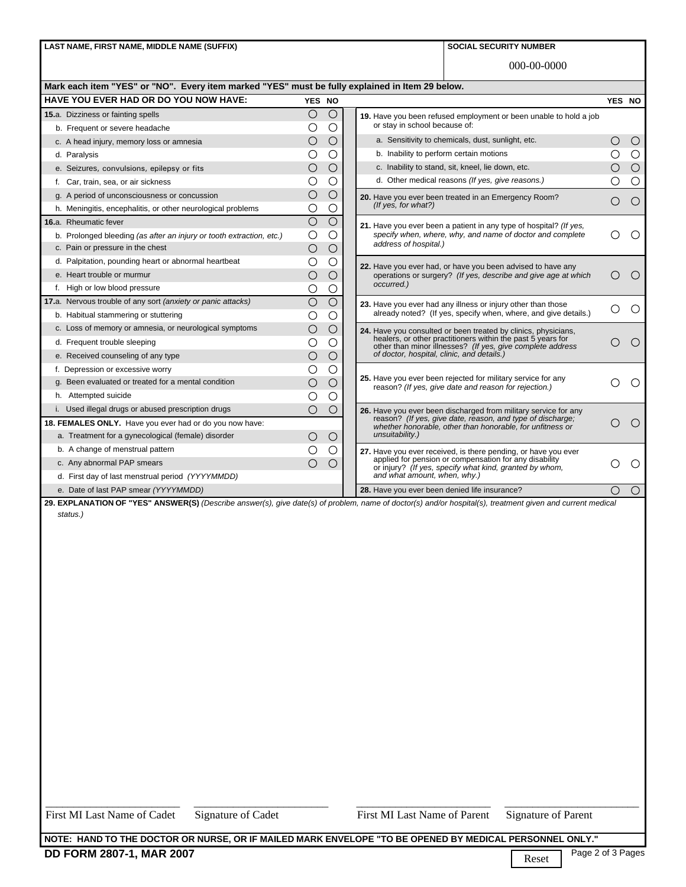| LAST NAME, FIRST NAME, MIDDLE NAME (SUFFIX) | SOCIAL SECURITY NUMBER |
|---|---|
| | 000-00-0000 |

**Mark each item "YES" or "NO". Every item marked "YES" must be fully explained in Item 29 below.**

| HAVE YOU EVER HAD OR DO YOU NOW HAVE: | YES | NO |
|---|---|---|
| **15.**a. Dizziness or fainting spells | ○ | ○ |
| b. Frequent or severe headache | ○ | ○ |
| c. A head injury, memory loss or amnesia | ○ | ○ |
| d. Paralysis | ○ | ○ |
| e. Seizures, convulsions, epilepsy or fits | ○ | ○ |
| f. Car, train, sea, or air sickness | ○ | ○ |
| g. A period of unconsciousness or concussion | ○ | ○ |
| h. Meningitis, encephalitis, or other neurological problems | ○ | ○ |
| **16.**a. Rheumatic fever | ○ | ○ |
| b. Prolonged bleeding *(as after an injury or tooth extraction, etc.)* | ○ | ○ |
| c. Pain or pressure in the chest | ○ | ○ |
| d. Palpitation, pounding heart or abnormal heartbeat | ○ | ○ |
| e. Heart trouble or murmur | ○ | ○ |
| f. High or low blood pressure | ○ | ○ |
| **17.**a. Nervous trouble of any sort *(anxiety or panic attacks)* | ○ | ○ |
| b. Habitual stammering or stuttering | ○ | ○ |
| c. Loss of memory or amnesia, or neurological symptoms | ○ | ○ |
| d. Frequent trouble sleeping | ○ | ○ |
| e. Received counseling of any type | ○ | ○ |
| f. Depression or excessive worry | ○ | ○ |
| g. Been evaluated or treated for a mental condition | ○ | ○ |
| h. Attempted suicide | ○ | ○ |
| i. Used illegal drugs or abused prescription drugs | ○ | ○ |
| **18. FEMALES ONLY.** Have you ever had or do you now have: | | |
| a. Treatment for a gynecological (female) disorder | ○ | ○ |
| b. A change of menstrual pattern | ○ | ○ |
| c. Any abnormal PAP smears | ○ | ○ |
| d. First day of last menstrual period *(YYYYMMDD)* | | |
| e. Date of last PAP smear *(YYYYMMDD)* | | |

| | YES | NO |
|---|---|---|
| **19.** Have you been refused employment or been unable to hold a job or stay in school because of: | | |
| a. Sensitivity to chemicals, dust, sunlight, etc. | ○ | ○ |
| b. Inability to perform certain motions | ○ | ○ |
| c. Inability to stand, sit, kneel, lie down, etc. | ○ | ○ |
| d. Other medical reasons *(If yes, give reasons.)* | ○ | ○ |
| **20.** Have you ever been treated in an Emergency Room? *(If yes, for what?)* | ○ | ○ |
| **21.** Have you ever been a patient in any type of hospital? *(If yes, specify when, where, why, and name of doctor and complete address of hospital.)* | ○ | ○ |
| **22.** Have you ever had, or have you been advised to have any operations or surgery? *(If yes, describe and give age at which occurred.)* | ○ | ○ |
| **23.** Have you ever had any illness or injury other than those already noted? (If yes, specify when, where, and give details.) | ○ | ○ |
| **24.** Have you consulted or been treated by clinics, physicians, healers, or other practitioners within the past 5 years for other than minor illnesses? *(If yes, give complete address of doctor, hospital, clinic, and details.)* | ○ | ○ |
| **25.** Have you ever been rejected for military service for any reason? *(If yes, give date and reason for rejection.)* | ○ | ○ |
| **26.** Have you ever been discharged from military service for any reason? *(If yes, give date, reason, and type of discharge; whether honorable, other than honorable, for unfitness or unsuitability.)* | ○ | ○ |
| **27.** Have you ever received, is there pending, or have you ever applied for pension or compensation for any disability or injury? *(If yes, specify what kind, granted by whom, and what amount, when, why.)* | ○ | ○ |
| **28.** Have you ever been denied life insurance? | ○ | ○ |

**29. EXPLANATION OF "YES" ANSWER(S)** *(Describe answer(s), give date(s) of problem, name of doctor(s) and/or hospital(s), treatment given and current medical status.)*

| First MI Last Name of Cadet | Signature of Cadet | First MI Last Name of Parent | Signature of Parent |
|---|---|---|---|

**NOTE: HAND TO THE DOCTOR OR NURSE, OR IF MAILED MARK ENVELOPE "TO BE OPENED BY MEDICAL PERSONNEL ONLY."**

**DD FORM 2807-1, MAR 2007**

Reset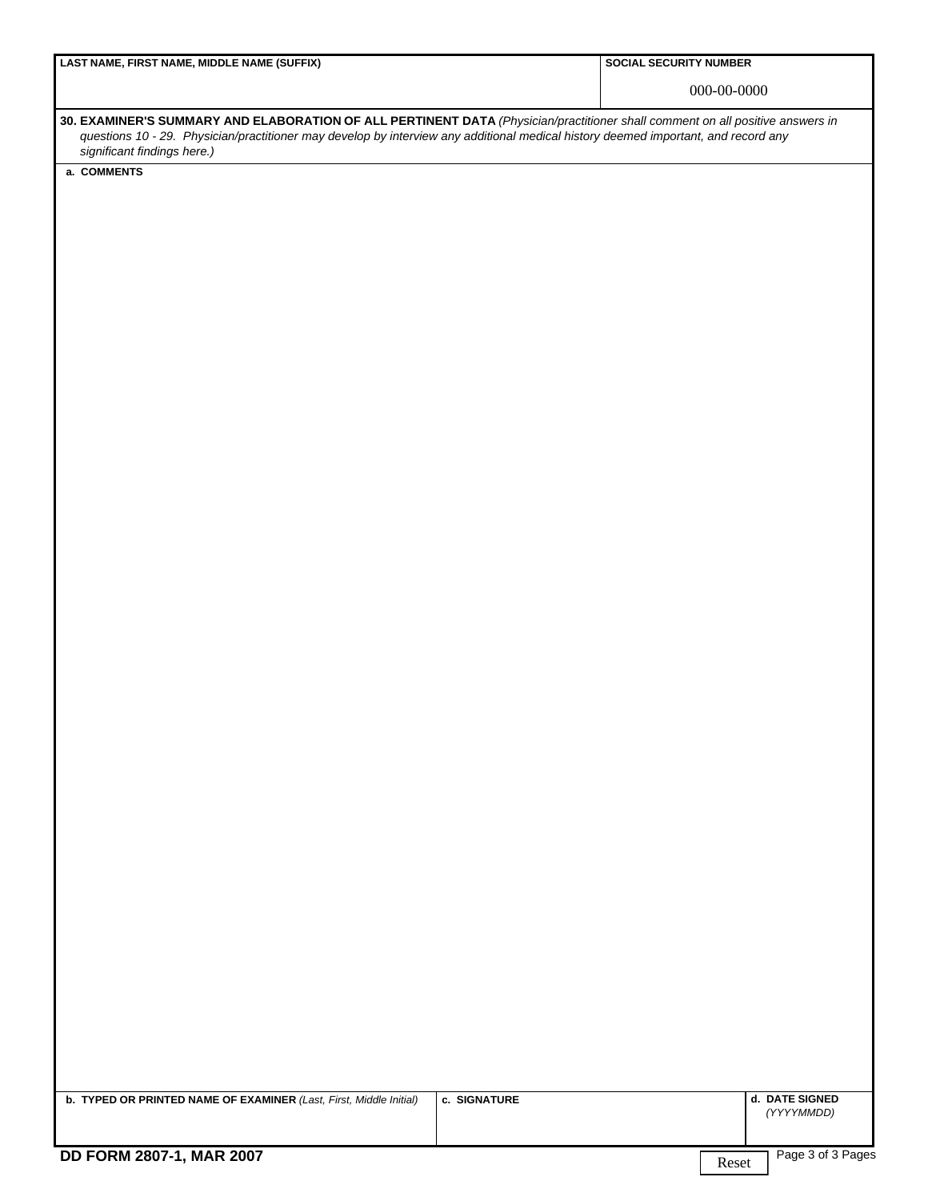| LAST NAME, FIRST NAME, MIDDLE NAME (SUFFIX) | SOCIAL SECURITY NUMBER |
| --- | --- |
| | 000-00-0000 |

**30. EXAMINER'S SUMMARY AND ELABORATION OF ALL PERTINENT DATA** *(Physician/practitioner shall comment on all positive answers in questions 10 - 29. Physician/practitioner may develop by interview any additional medical history deemed important, and record any significant findings here.)*

**a. COMMENTS**

| **b. TYPED OR PRINTED NAME OF EXAMINER** *(Last, First, Middle Initial)* | **c. SIGNATURE** | **d. DATE SIGNED** *(YYYYMMDD)* |
| --- | --- | --- |
| | | |

**DD FORM 2807-1, MAR 2007**

Reset